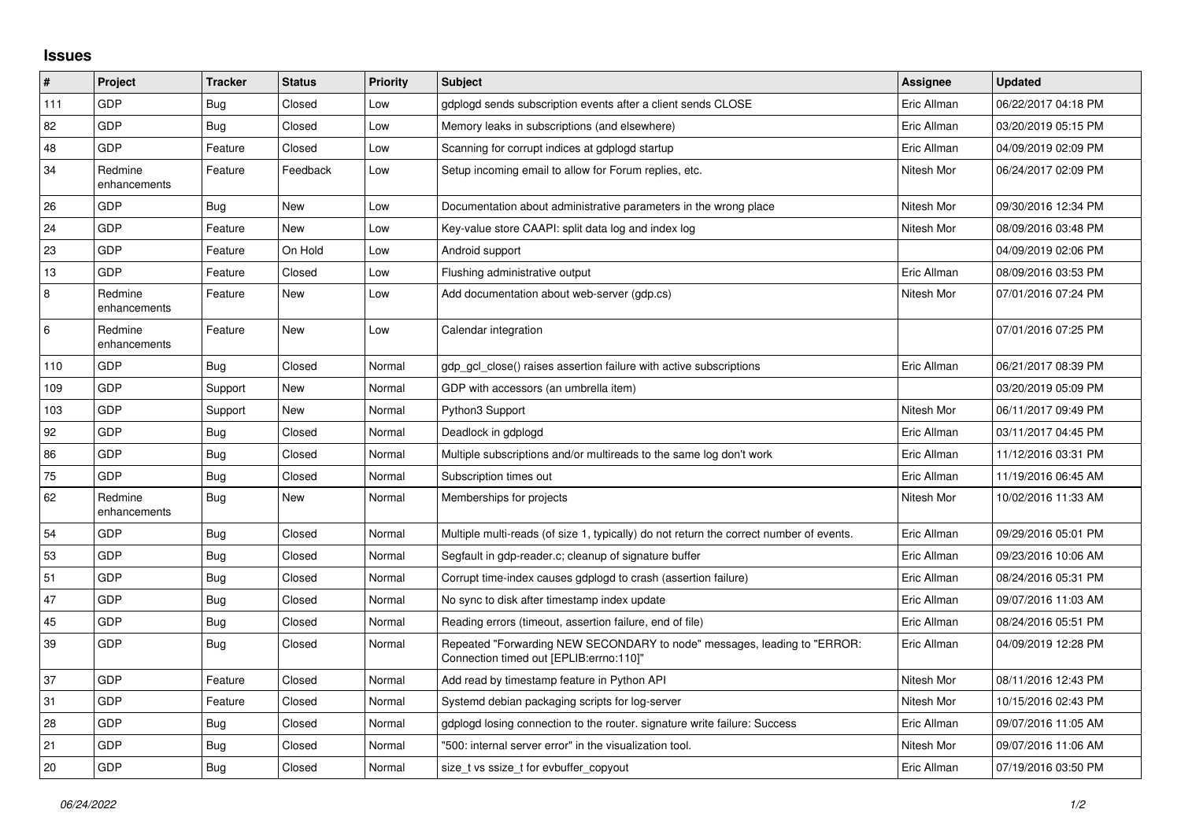# Issues

| # | Project | Tracker | Status | Priority | Subject | Assignee | Updated |
|---|---|---|---|---|---|---|---|
| 111 | GDP | Bug | Closed | Low | gdplogd sends subscription events after a client sends CLOSE | Eric Allman | 06/22/2017 04:18 PM |
| 82 | GDP | Bug | Closed | Low | Memory leaks in subscriptions (and elsewhere) | Eric Allman | 03/20/2019 05:15 PM |
| 48 | GDP | Feature | Closed | Low | Scanning for corrupt indices at gdplogd startup | Eric Allman | 04/09/2019 02:09 PM |
| 34 | Redmine enhancements | Feature | Feedback | Low | Setup incoming email to allow for Forum replies, etc. | Nitesh Mor | 06/24/2017 02:09 PM |
| 26 | GDP | Bug | New | Low | Documentation about administrative parameters in the wrong place | Nitesh Mor | 09/30/2016 12:34 PM |
| 24 | GDP | Feature | New | Low | Key-value store CAAPI: split data log and index log | Nitesh Mor | 08/09/2016 03:48 PM |
| 23 | GDP | Feature | On Hold | Low | Android support | | 04/09/2019 02:06 PM |
| 13 | GDP | Feature | Closed | Low | Flushing administrative output | Eric Allman | 08/09/2016 03:53 PM |
| 8 | Redmine enhancements | Feature | New | Low | Add documentation about web-server (gdp.cs) | Nitesh Mor | 07/01/2016 07:24 PM |
| 6 | Redmine enhancements | Feature | New | Low | Calendar integration | | 07/01/2016 07:25 PM |
| 110 | GDP | Bug | Closed | Normal | gdp_gcl_close() raises assertion failure with active subscriptions | Eric Allman | 06/21/2017 08:39 PM |
| 109 | GDP | Support | New | Normal | GDP with accessors (an umbrella item) | | 03/20/2019 05:09 PM |
| 103 | GDP | Support | New | Normal | Python3 Support | Nitesh Mor | 06/11/2017 09:49 PM |
| 92 | GDP | Bug | Closed | Normal | Deadlock in gdplogd | Eric Allman | 03/11/2017 04:45 PM |
| 86 | GDP | Bug | Closed | Normal | Multiple subscriptions and/or multireads to the same log don't work | Eric Allman | 11/12/2016 03:31 PM |
| 75 | GDP | Bug | Closed | Normal | Subscription times out | Eric Allman | 11/19/2016 06:45 AM |
| 62 | Redmine enhancements | Bug | New | Normal | Memberships for projects | Nitesh Mor | 10/02/2016 11:33 AM |
| 54 | GDP | Bug | Closed | Normal | Multiple multi-reads (of size 1, typically) do not return the correct number of events. | Eric Allman | 09/29/2016 05:01 PM |
| 53 | GDP | Bug | Closed | Normal | Segfault in gdp-reader.c; cleanup of signature buffer | Eric Allman | 09/23/2016 10:06 AM |
| 51 | GDP | Bug | Closed | Normal | Corrupt time-index causes gdplogd to crash (assertion failure) | Eric Allman | 08/24/2016 05:31 PM |
| 47 | GDP | Bug | Closed | Normal | No sync to disk after timestamp index update | Eric Allman | 09/07/2016 11:03 AM |
| 45 | GDP | Bug | Closed | Normal | Reading errors (timeout, assertion failure, end of file) | Eric Allman | 08/24/2016 05:51 PM |
| 39 | GDP | Bug | Closed | Normal | Repeated "Forwarding NEW SECONDARY to node" messages, leading to "ERROR: Connection timed out [EPLIB:errno:110]" | Eric Allman | 04/09/2019 12:28 PM |
| 37 | GDP | Feature | Closed | Normal | Add read by timestamp feature in Python API | Nitesh Mor | 08/11/2016 12:43 PM |
| 31 | GDP | Feature | Closed | Normal | Systemd debian packaging scripts for log-server | Nitesh Mor | 10/15/2016 02:43 PM |
| 28 | GDP | Bug | Closed | Normal | gdplogd losing connection to the router. signature write failure: Success | Eric Allman | 09/07/2016 11:05 AM |
| 21 | GDP | Bug | Closed | Normal | "500: internal server error" in the visualization tool. | Nitesh Mor | 09/07/2016 11:06 AM |
| 20 | GDP | Bug | Closed | Normal | size_t vs ssize_t for evbuffer_copyout | Eric Allman | 07/19/2016 03:50 PM |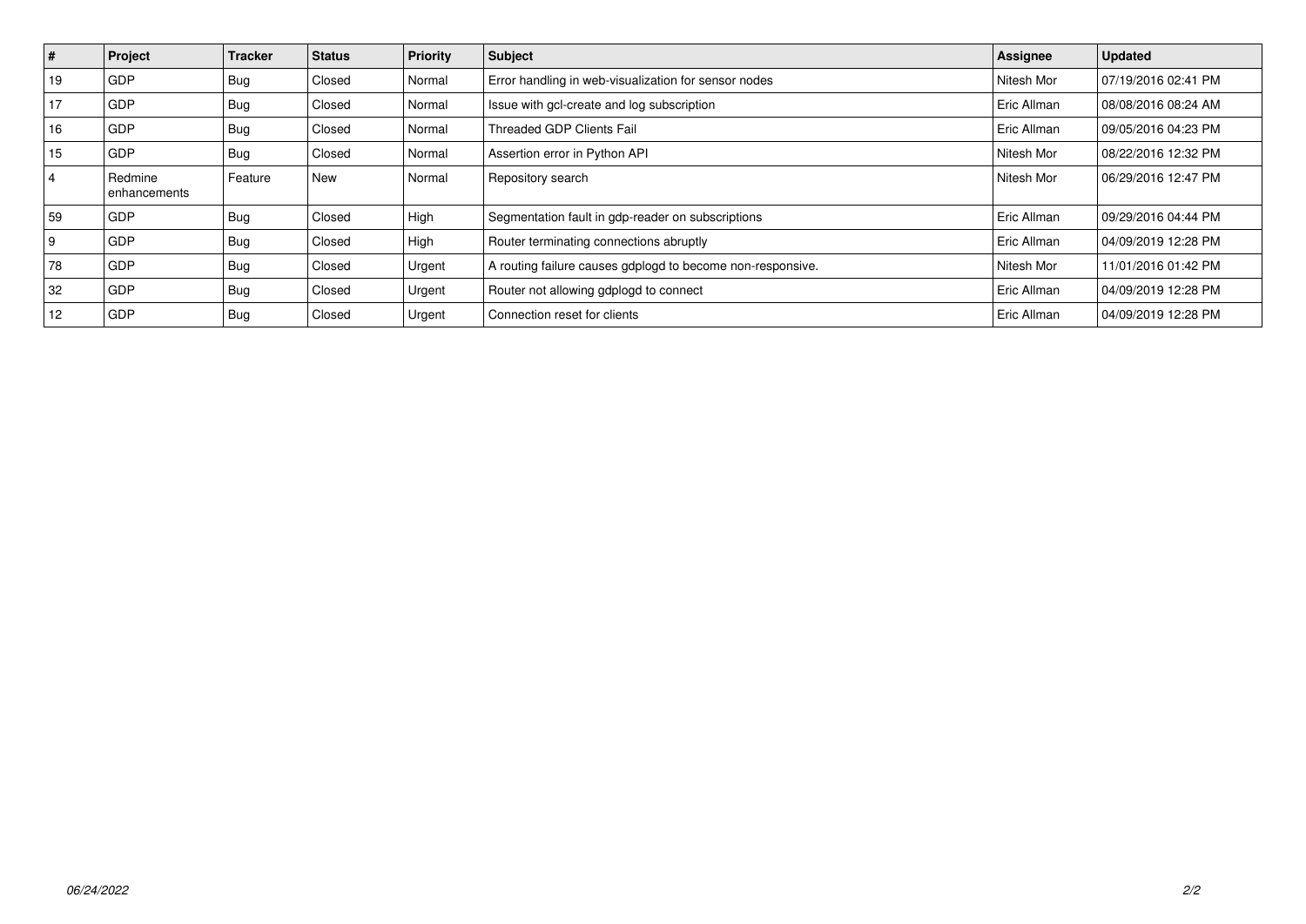| # | Project | Tracker | Status | Priority | Subject | Assignee | Updated |
|---|---|---|---|---|---|---|---|
| 19 | GDP | Bug | Closed | Normal | Error handling in web-visualization for sensor nodes | Nitesh Mor | 07/19/2016 02:41 PM |
| 17 | GDP | Bug | Closed | Normal | Issue with gcl-create and log subscription | Eric Allman | 08/08/2016 08:24 AM |
| 16 | GDP | Bug | Closed | Normal | Threaded GDP Clients Fail | Eric Allman | 09/05/2016 04:23 PM |
| 15 | GDP | Bug | Closed | Normal | Assertion error in Python API | Nitesh Mor | 08/22/2016 12:32 PM |
| 4 | Redmine enhancements | Feature | New | Normal | Repository search | Nitesh Mor | 06/29/2016 12:47 PM |
| 59 | GDP | Bug | Closed | High | Segmentation fault in gdp-reader on subscriptions | Eric Allman | 09/29/2016 04:44 PM |
| 9 | GDP | Bug | Closed | High | Router terminating connections abruptly | Eric Allman | 04/09/2019 12:28 PM |
| 78 | GDP | Bug | Closed | Urgent | A routing failure causes gdplogd to become non-responsive. | Nitesh Mor | 11/01/2016 01:42 PM |
| 32 | GDP | Bug | Closed | Urgent | Router not allowing gdplogd to connect | Eric Allman | 04/09/2019 12:28 PM |
| 12 | GDP | Bug | Closed | Urgent | Connection reset for clients | Eric Allman | 04/09/2019 12:28 PM |